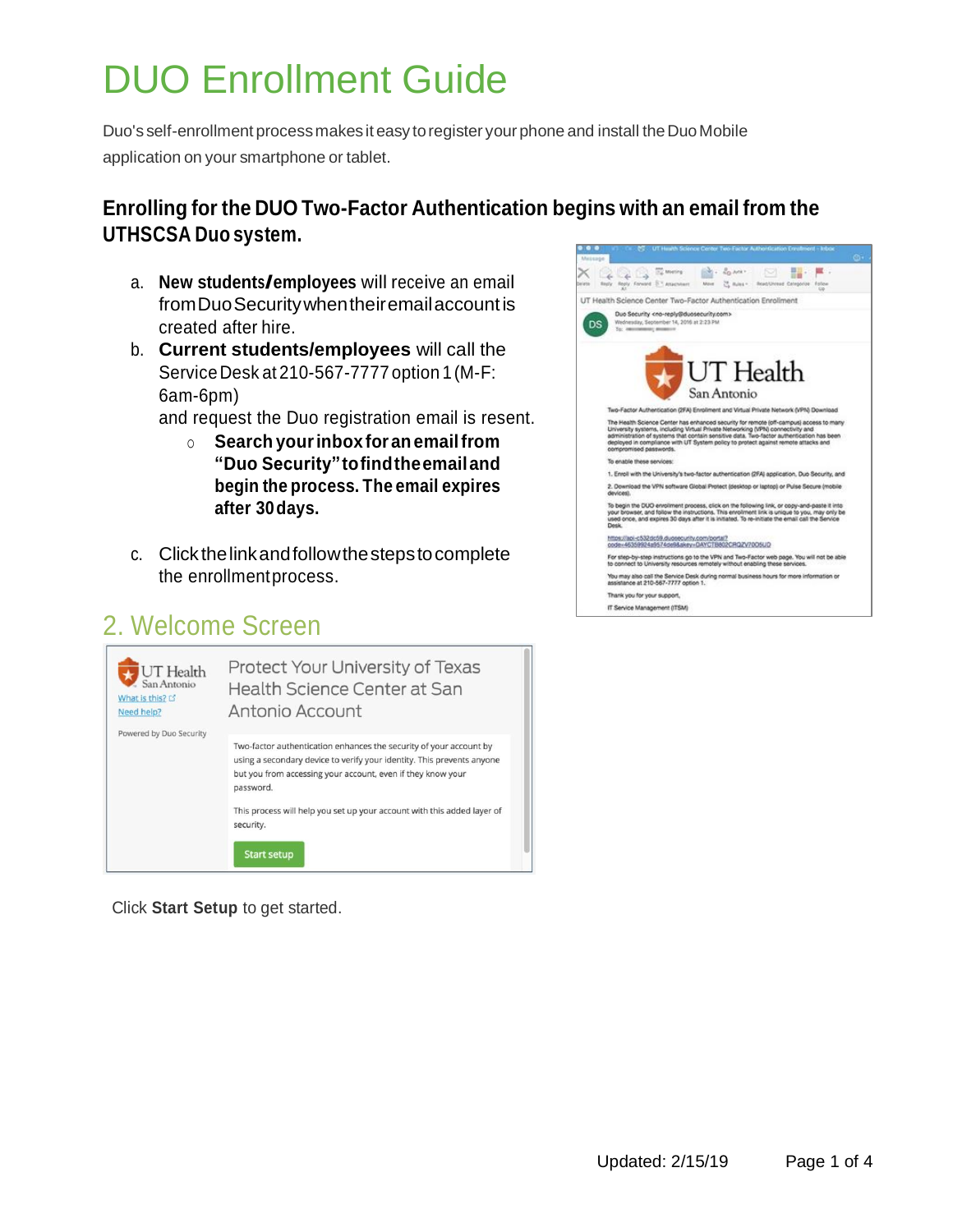# DUO Enrollment Guide

Duo's self-enrollment process makes it easy to register your phone and install the Duo Mobile application on your smartphone or tablet.

### Enrolling for the DUO Two-Factor Authentication begins with an email from the UTHSCSA Duo system.

a. **New students/employees** will receive an email from Duo Security when their email account is created after hire.

b. **Current students/employees** will call the Service Desk at 210-567-7777 option 1 (M-F: 6am-6pm) and request the Duo registration email is resent.

   - **Search your inbox for an email from "Duo Security" to find the email and begin the process. The email expires after 30 days.**

c. Click the link and follow the steps to complete the enrollment process.

## 2. Welcome Screen

Click **Start Setup** to get started.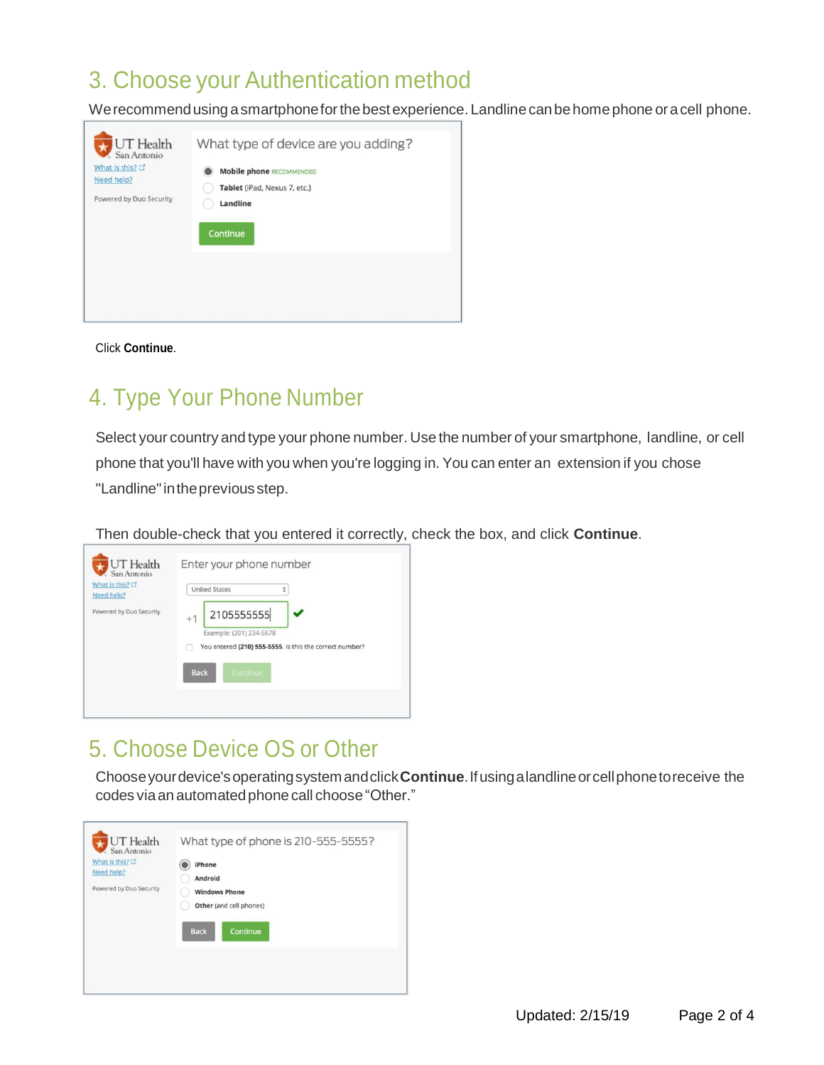## 3. Choose your Authentication method

We recommend using a smartphone for the best experience. Landline can be home phone or a cell phone.

Click **Continue**.

## 4. Type Your Phone Number

Select your country and type your phone number. Use the number of your smartphone, landline, or cell phone that you'll have with you when you're logging in. You can enter an extension if you chose "Landline" in the previous step.

Then double-check that you entered it correctly, check the box, and click **Continue**.

## 5. Choose Device OS or Other

Choose your device's operating system and click **Continue**. If using a landline or cell phone to receive the codes via an automated phone call choose "Other."

Updated: 2/15/19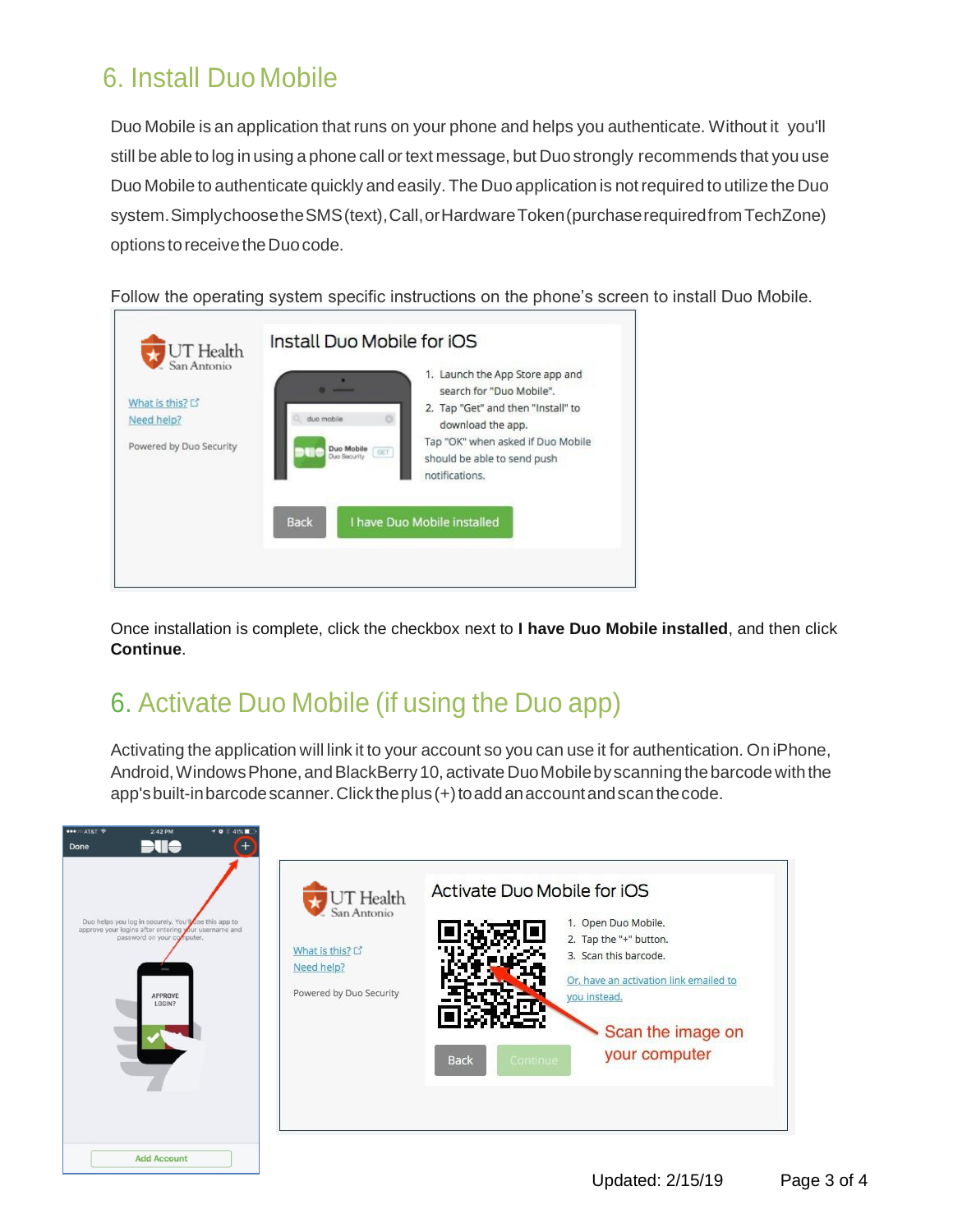## 6. Install Duo Mobile

Duo Mobile is an application that runs on your phone and helps you authenticate. Without it you'll still be able to log in using a phone call or text message, but Duo strongly recommends that you use Duo Mobile to authenticate quickly and easily. The Duo application is not required to utilize the Duo system. Simply choose the SMS (text), Call, or Hardware Token (purchase required from TechZone) options to receive the Duo code.

Follow the operating system specific instructions on the phone's screen to install Duo Mobile.

Once installation is complete, click the checkbox next to **I have Duo Mobile installed**, and then click **Continue**.

## 6. Activate Duo Mobile (if using the Duo app)

Activating the application will link it to your account so you can use it for authentication. On iPhone, Android, Windows Phone, and BlackBerry 10, activate Duo Mobile by scanning the barcode with the app's built-in barcode scanner. Click the plus (+) to add an account and scan the code.

Updated: 2/15/19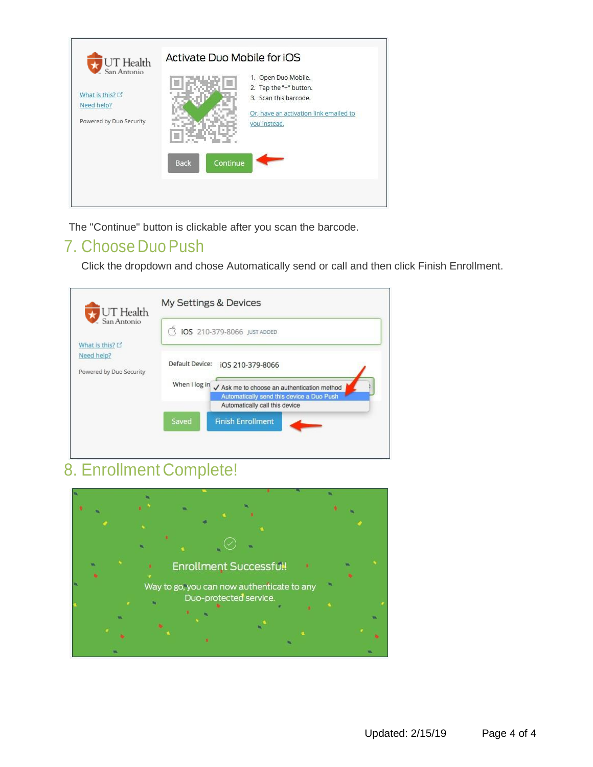The "Continue" button is clickable after you scan the barcode.

## 7. Choose Duo Push

Click the dropdown and chose Automatically send or call and then click Finish Enrollment.

## 8. Enrollment Complete!

Updated: 2/15/19